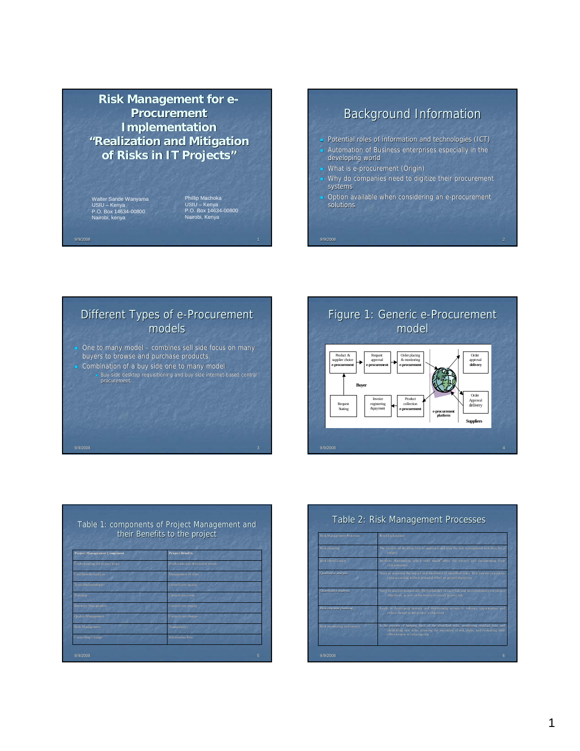# Risk Management for e-Procurement Implementation "Realization and Mitigation of Risks in IT Projects"

Walter Sande Wanyama
USIU – Kenya
P.O. Box 14634-00800
Nairobi, kenya

Phillip Machoka
USIU – Kenya
P.O. Box 14634-00800
Nairobi, Kenya

## Background Information

- Potential roles of information and technologies (ICT)
- Automation of Business enterprises especially in the developing world
- What is e-procurement (Origin)
- Why do companies need to digitize their procurement systems
- Option available when considering an e-procurement solutions

## Different Types of e-Procurement models

- One to many model – combines sell side focus on many buyers to browse and purchase products.
- Combination of a buy side one to many model
  - Buy-side desktop requisitioning and buy-side internet-based central procurement.

## Figure 1: Generic e-Procurement model

Product & supplier choice e-procurement → Request approval e-procurement → Order placing & monitoring e-procurement

Buyer

Request Stating → Invoice registering &payment → Product collection e-procurement

e-procurement platform

Order approval delivery

Order Approval delivery

Suppliers

## Table 1: components of Project Management and their Benefits to the project

| Project Management Component | Project Benefits |
|---|---|
| Understanding the project scope | Predictable and deliverable results |
| Cost Benefit Analysis | Management of risks |
| Tools/Methodologies | Control over quality |
| Planning | Control over costs |
| Resource Management | Control over timing |
| Quality Management | Control over change |
| Risk Management | Transparency |
| Controlling Change | Information flow |

## Table 2: Risk Management Processes

| Risk Management Processes | Brief Explanation |
|---|---|
| Risk planning | The process of deciding how to approach and plan the risk management activities for a project |
| Risk identification | Involves determining which risks might affect the project and documenting their characteristics |
| Qualitative analysis | Aims at assessing the impact and likelihood of identified risks. This process prioritizes risks according to their potential effect on project objectives |
| Quantitative analysis | Aims to analyze numerically the probability of each risk and its consequence on project objectives, as well as the extent of overall project risk. |
| Risk response planning | Leads to developing options and determining actions to enhance opportunities and reduce threats to the project's objectives |
| Risk monitoring and control | Is the process of keeping track of the identified risks, monitoring residual risks and identifying new risks, ensuring the execution of risk plans, and evaluating their effectiveness in reducing risk. |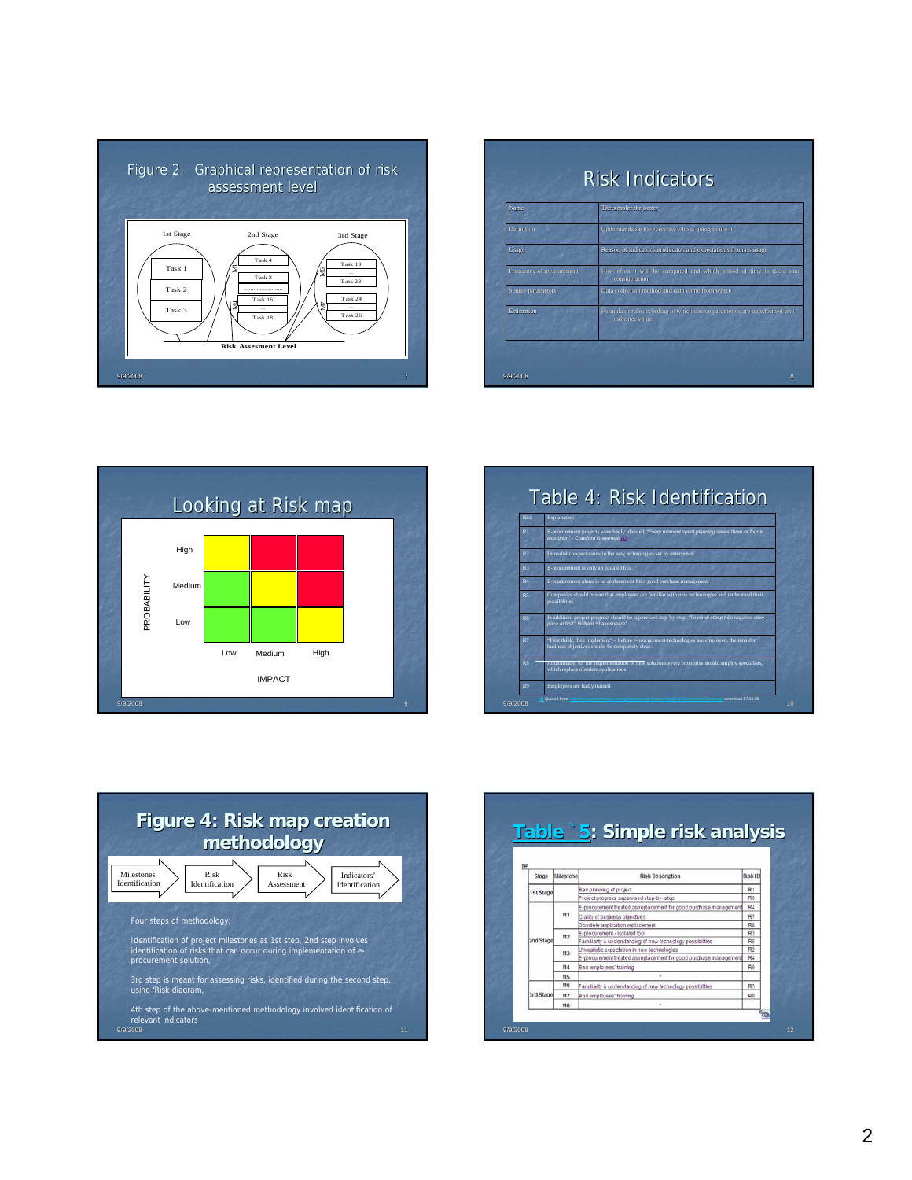## Figure 2: Graphical representation of risk assessment level

1st Stage — Task 1, Task 2, Task 3

2nd Stage — M1: Task 4, Task 8, …; M4: Task 16, Task 18

3rd Stage — M5: Task 19, …, Task 23; M7: Task 24, Task 26

Risk Assesment Level

## Risk Indicators

| Name | The simpler the better |
|---|---|
| Definition | Understandable for everyone who is going to use it |
| Usage | Reason of indicator introduction and expectations from its usage |
| Frequency of measurement | How often it will be computed and which period of time is taken into consideration |
| Source parameters | Data collection method and data come from where |
| Estimation | Formula or rule according to which source parameters are transformed into indicator value |

## Looking at Risk map

| PROBABILITY | Low (IMPACT) | Medium (IMPACT) | High (IMPACT) |
|---|---|---|---|
| High | yellow | red | red |
| Medium | green | yellow | red |
| Low | green | green | yellow |

## Table 4: Risk Identification

| Risk | Explanation |
|---|---|
| R1 | E-procurement projects were badly planned, *"Every moment spent planning saves three or four in execution" - Crawford Greenwalt* [1] |
| R2 | Unrealistic expectations in the new technologies set by enterprises |
| R3 | E-procurement is only an isolated tool. |
| R4 | E-procurement alone is no replacement for a good purchase management |
| R5 | Companies should ensure that employees are familiar with new technologies and understand their possibilities |
| R6 | In addition, project progress should be supervised step-by-step. *"To climb steep hills requires slow pace at first" William Shakespeare* |
| R7 | "First think, then implement" – before e-procurement-technologies are employed, the intended business objectives should be completely clear. |
| R8 | Additionary, for the implementation of new solutions every enterprise should employ specialists, which replace obsolete applications. |
| R9 | Employees are badly trained. |

[1] Quoted from: http://... download 17.08.08

## Figure 4: Risk map creation methodology

Milestones' Identification → Risk Identification → Risk Assessment → Indicators' Identification

Four steps of methodology;

Identification of project milestones as 1st step, 2nd step involves identification of risks that can occur during implementation of e-procurement solution,

3rd step is meant for assessing risks, identified during the second step, using 'Risk diagram,

4th step of the above-mentioned methodology involved identification of relevant indicators

## Table `5: Simple risk analysis

| Stage | Milestone | Risk Description | Risk ID |
|---|---|---|---|
| 1st Stage | | Bad planning of project | R1 |
| | | Project progress supervised step-by-step | R6 |
| 2nd Stage | M1 | E-procurement treated as replacement for good purchase management | R4 |
| | | Clarity of business objectives | R7 |
| | | Obsolete application replacement | R8 |
| | M2 | E-procurement - isolated tool | R3 |
| | | Familiarity & understanding of new technology possibilities | R5 |
| | M3 | Unrealistic expectation in new technologies | R2 |
| | | E-procurement treated as replacement for good purchase management | R4 |
| | M4 | Bad employees' training | R9 |
| | M5 | - | |
| 3rd Stage | M6 | Familiarity & understanding of new technology possibilities | R5 |
| | M7 | Bad employees' training | R9 |
| | M8 | - | |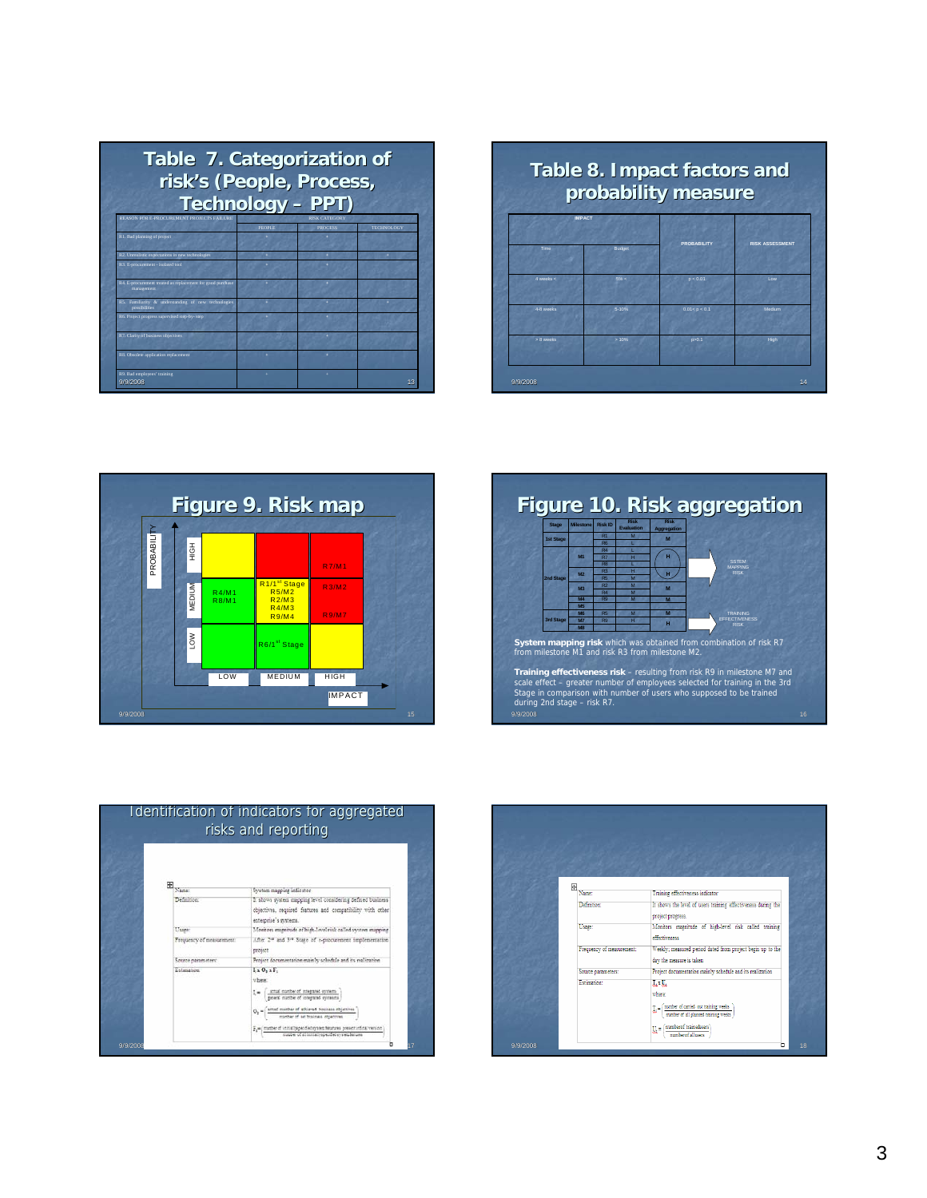## Table 7. Categorization of risk's (People, Process, Technology – PPT)

| REASON FOR E-PROCUREMENT PROJECTS FAILURE | RISK CATEGORY | | |
|---|---|---|---|
| | PEOPLE | PROCESS | TECHNOLOGY |
| R1. Bad planning of project | + | + | |
| R2. Unrealistic expectations to new technologies | + | + | + |
| R3. E-procurement - Isolated tool | + | + | |
| R4. E-procurement treated as replacement for good purchase management | + | + | |
| R5. Familiarity & understanding of new technologies possibilities | + | + | + |
| R6. Project progress supervised step-by-step | + | + | |
| R7. Clarity of business objectives | | + | |
| R8. Obsolete application replacement | + | + | |
| R9. Bad employees' training | + | + | |

## Table 8. Impact factors and probability measure

| IMPACT | | PROBABILITY | RISK ASSESSMENT |
|---|---|---|---|
| Time | Budget | | |
| 4 weeks < | 5% < | p < 0.01 | Low |
| 4-8 weeks | 5-10% | 0.01< p < 0.1 | Medium |
| > 8 weeks | > 10% | p>0.1 | High |

## Figure 9. Risk map

| PROBABILITY \ IMPACT | LOW | MEDIUM | HIGH |
|---|---|---|---|
| HIGH | | | R7/M1 |
| MEDIUM | R4/M1, R8/M1 | R1/1[st] Stage, R5/M2, R2/M3, R4/M3, R9/M4 | R3/M2, R9/M7 |
| LOW | | R6/1[st] Stage | |

## Figure 10. Risk aggregation

| Stage | Milestone | Risk ID | Risk Evaluation | Risk Aggregation |
|---|---|---|---|---|
| 1st Stage | | R1 | M | M |
| | | R6 | L | |
| 2nd Stage | M1 | R4 | L | H |
| | | R7 | H | |
| | | R8 | L | |
| | M2 | R3 | H | H |
| | | R5 | M | |
| | M3 | R2 | M | M |
| | | R4 | M | |
| | M4 | R9 | M | M |
| | M5 | | | |
| 3rd Stage | M6 | R5 | M | M |
| | M7 | R9 | H | H |
| | M8 | | | |

SYSTEM MAPPING RISK

TRAINING EFFECTIVENESS RISK

**System mapping risk** which was obtained from combination of risk R7 from milestone M1 and risk R3 from milestone M2.

**Training effectiveness risk** – resulting from risk R9 in milestone M7 and scale effect – greater number of employees selected for training in the 3rd Stage in comparison with number of users who supposed to be trained during 2nd stage – risk R7.

## Identification of indicators for aggregated risks and reporting

| | |
|---|---|
| Name: | System mapping indicator |
| Definition: | It shows system mapping level considering defined business objectives, required features and compatibility with other enterprise's systems. |
| Usage: | Monitors magnitude of high-level risk called system mapping |
| Frequency of measurement: | After 2[nd] and 3[rd] Stage of e-procurement implementation project |
| Source parameters: | Project documentation mainly schedule and its realization |
| Estimation: | $I_s O_s x F_s$<br>where:<br>$I_s = \left(\frac{\text{actual number of integrated systems}}{\text{general number of integrated systems}}\right)$<br>$O_s = \left(\frac{\text{actual number of achieved business objectives}}{\text{number of set business objectives}}\right)$<br>$F_s = \left(\frac{\text{number of initially specified system features present in final version}}{\text{number of all initially specified system features}}\right)$ |

| | |
|---|---|
| Name: | Training effectiveness indicator |
| Definition: | It shows the level of users training effectiveness during the project progress |
| Usage: | Monitors magnitude of high-level risk called training effectiveness |
| Frequency of measurement: | Weekly; measured period dated from project begin up to the day the measure is taken |
| Source parameters: | Project documentation mainly schedule and its realization |
| Estimation: | $I_t x U_t$<br>where<br>$I_t = \left(\frac{\text{number of carried out training weeks}}{\text{number of all planned training weeks}}\right)$<br>$U_t = \left(\frac{\text{number of trained users}}{\text{number of all users}}\right)$ |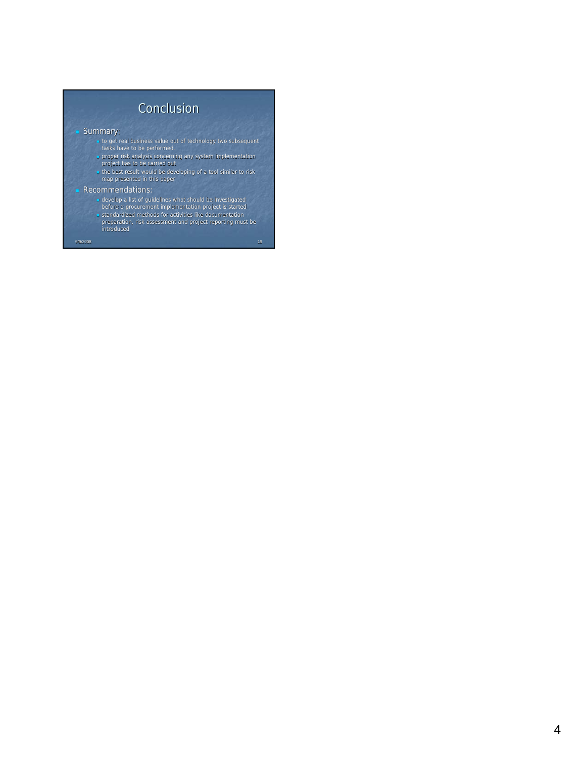# Conclusion

- Summary:
  - to get real business value out of technology two subsequent tasks have to be performed.
  - proper risk analysis concerning any system implementation project has to be carried out
  - the best result would be developing of a tool similar to risk map presented in this paper
- Recommendations:
  - develop a list of guidelines what should be investigated before e-procurement implementation project is started
  - standardized methods for activities like documentation preparation, risk assessment and project reporting must be introduced

9/9/2008